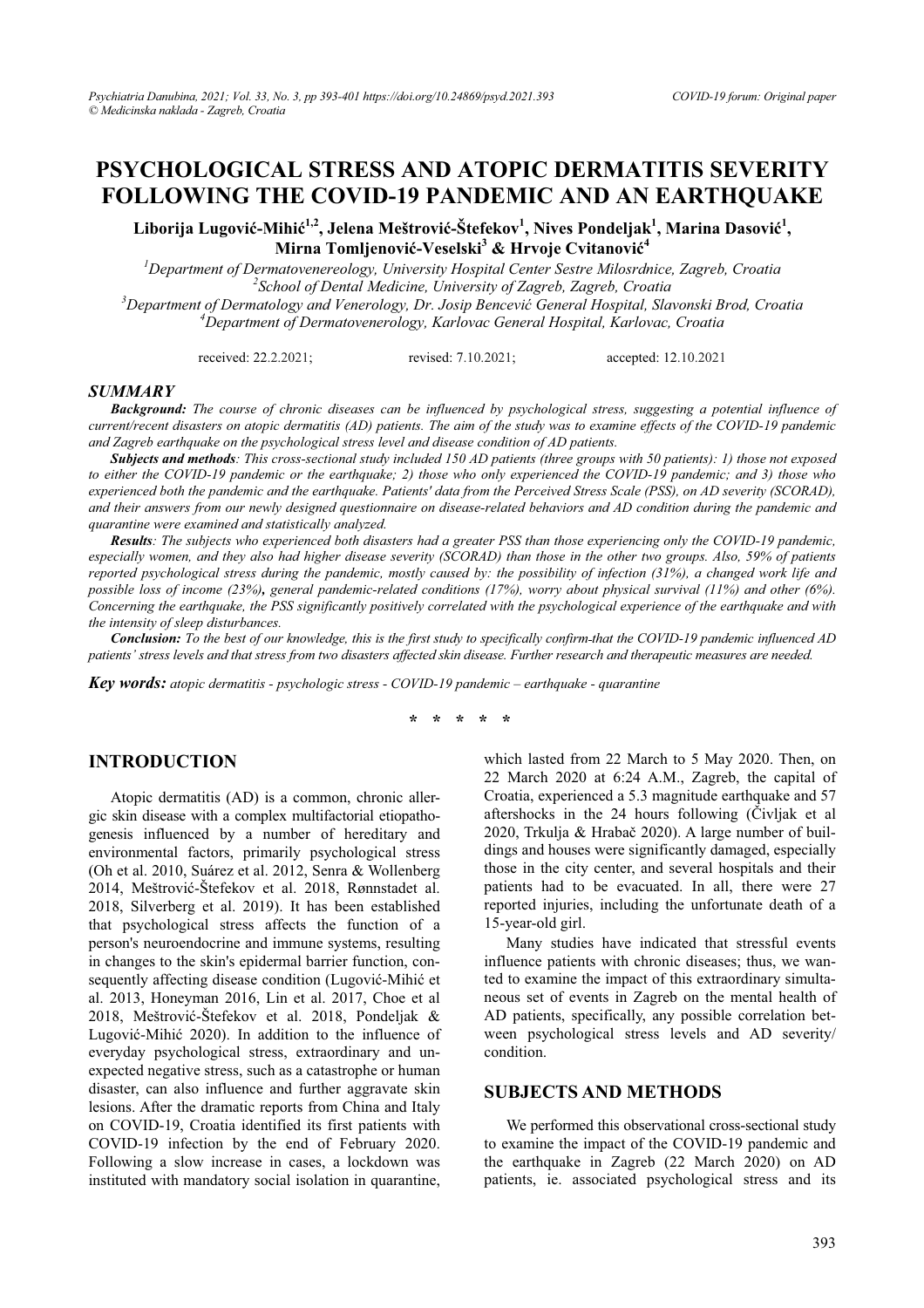# PSYCHOLOGICAL STRESS AND ATOPIC DERMATITIS SEVERITY FOLLOWING THE COVID-19 PANDEMIC AND AN EARTHQUAKE

**Liborija Lugović-Mihić[1,2], Jelena Meštrović-Štefekov[1], Nives Pondeljak[1], Marina Dasović[1], Mirna Tomljenović-Veselski[3] & Hrvoje Cvitanović[4]**

[1]*Department of Dermatovenereology, University Hospital Center Sestre Milosrdnice, Zagreb, Croatia*
[2]*School of Dental Medicine, University of Zagreb, Zagreb, Croatia*
[3]*Department of Dermatology and Venerology, Dr. Josip Bencević General Hospital, Slavonski Brod, Croatia*
[4]*Department of Dermatovenerology, Karlovac General Hospital, Karlovac, Croatia*

received: 22.2.2021; revised: 7.10.2021; accepted: 12.10.2021

## SUMMARY

***Background:*** *The course of chronic diseases can be influenced by psychological stress, suggesting a potential influence of current/recent disasters on atopic dermatitis (AD) patients. The aim of the study was to examine effects of the COVID-19 pandemic and Zagreb earthquake on the psychological stress level and disease condition of AD patients.*

***Subjects and methods****: This cross-sectional study included 150 AD patients (three groups with 50 patients): 1) those not exposed to either the COVID-19 pandemic or the earthquake; 2) those who only experienced the COVID-19 pandemic; and 3) those who experienced both the pandemic and the earthquake. Patients' data from the Perceived Stress Scale (PSS), on AD severity (SCORAD), and their answers from our newly designed questionnaire on disease-related behaviors and AD condition during the pandemic and quarantine were examined and statistically analyzed.*

***Results****: The subjects who experienced both disasters had a greater PSS than those experiencing only the COVID-19 pandemic, especially women, and they also had higher disease severity (SCORAD) than those in the other two groups. Also, 59% of patients reported psychological stress during the pandemic, mostly caused by: the possibility of infection (31%), a changed work life and possible loss of income (23%)****,*** *general pandemic-related conditions (17%), worry about physical survival (11%) and other (6%). Concerning the earthquake, the PSS significantly positively correlated with the psychological experience of the earthquake and with the intensity of sleep disturbances.*

***Conclusion:*** *To the best of our knowledge, this is the first study to specifically confirm that the COVID-19 pandemic influenced AD patients' stress levels and that stress from two disasters affected skin disease. Further research and therapeutic measures are needed.*

***Key words:*** *atopic dermatitis - psychologic stress - COVID-19 pandemic – earthquake - quarantine*

\* \* \* \* \*

## INTRODUCTION

Atopic dermatitis (AD) is a common, chronic allergic skin disease with a complex multifactorial etiopathogenesis influenced by a number of hereditary and environmental factors, primarily psychological stress (Oh et al. 2010, Suárez et al. 2012, Senra & Wollenberg 2014, Meštrović-Štefekov et al. 2018, Rønnstadet al. 2018, Silverberg et al. 2019). It has been established that psychological stress affects the function of a person's neuroendocrine and immune systems, resulting in changes to the skin's epidermal barrier function, consequently affecting disease condition (Lugović-Mihić et al. 2013, Honeyman 2016, Lin et al. 2017, Choe et al 2018, Meštrović-Štefekov et al. 2018, Pondeljak & Lugović-Mihić 2020). In addition to the influence of everyday psychological stress, extraordinary and unexpected negative stress, such as a catastrophe or human disaster, can also influence and further aggravate skin lesions. After the dramatic reports from China and Italy on COVID-19, Croatia identified its first patients with COVID-19 infection by the end of February 2020. Following a slow increase in cases, a lockdown was instituted with mandatory social isolation in quarantine, which lasted from 22 March to 5 May 2020. Then, on 22 March 2020 at 6:24 A.M., Zagreb, the capital of Croatia, experienced a 5.3 magnitude earthquake and 57 aftershocks in the 24 hours following (Čivljak et al 2020, Trkulja & Hrabač 2020). A large number of buildings and houses were significantly damaged, especially those in the city center, and several hospitals and their patients had to be evacuated. In all, there were 27 reported injuries, including the unfortunate death of a 15-year-old girl.

Many studies have indicated that stressful events influence patients with chronic diseases; thus, we wanted to examine the impact of this extraordinary simultaneous set of events in Zagreb on the mental health of AD patients, specifically, any possible correlation between psychological stress levels and AD severity/condition.

## SUBJECTS AND METHODS

We performed this observational cross-sectional study to examine the impact of the COVID-19 pandemic and the earthquake in Zagreb (22 March 2020) on AD patients, ie. associated psychological stress and its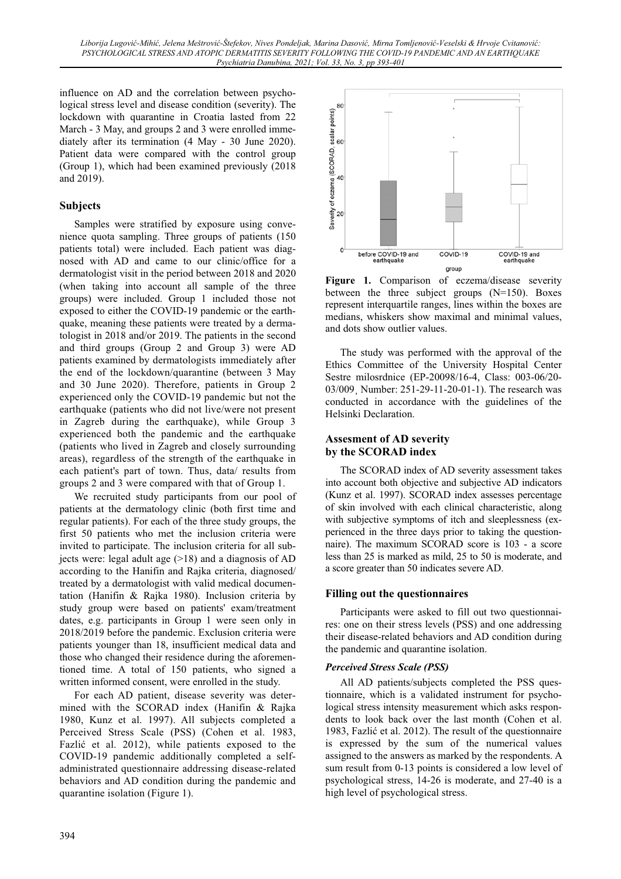influence on AD and the correlation between psychological stress level and disease condition (severity). The lockdown with quarantine in Croatia lasted from 22 March - 3 May, and groups 2 and 3 were enrolled immediately after its termination (4 May - 30 June 2020). Patient data were compared with the control group (Group 1), which had been examined previously (2018 and 2019).

## Subjects

Samples were stratified by exposure using convenience quota sampling. Three groups of patients (150 patients total) were included. Each patient was diagnosed with AD and came to our clinic/office for a dermatologist visit in the period between 2018 and 2020 (when taking into account all sample of the three groups) were included. Group 1 included those not exposed to either the COVID-19 pandemic or the earthquake, meaning these patients were treated by a dermatologist in 2018 and/or 2019. The patients in the second and third groups (Group 2 and Group 3) were AD patients examined by dermatologists immediately after the end of the lockdown/quarantine (between 3 May and 30 June 2020). Therefore, patients in Group 2 experienced only the COVID-19 pandemic but not the earthquake (patients who did not live/were not present in Zagreb during the earthquake), while Group 3 experienced both the pandemic and the earthquake (patients who lived in Zagreb and closely surrounding areas), regardless of the strength of the earthquake in each patient's part of town. Thus, data/ results from groups 2 and 3 were compared with that of Group 1.

We recruited study participants from our pool of patients at the dermatology clinic (both first time and regular patients). For each of the three study groups, the first 50 patients who met the inclusion criteria were invited to participate. The inclusion criteria for all subjects were: legal adult age (>18) and a diagnosis of AD according to the Hanifin and Rajka criteria, diagnosed/ treated by a dermatologist with valid medical documentation (Hanifin & Rajka 1980). Inclusion criteria by study group were based on patients' exam/treatment dates, e.g. participants in Group 1 were seen only in 2018/2019 before the pandemic. Exclusion criteria were patients younger than 18, insufficient medical data and those who changed their residence during the aforementioned time. A total of 150 patients, who signed a written informed consent, were enrolled in the study.

For each AD patient, disease severity was determined with the SCORAD index (Hanifin & Rajka 1980, Kunz et al. 1997). All subjects completed a Perceived Stress Scale (PSS) (Cohen et al. 1983, Fazlić et al. 2012), while patients exposed to the COVID-19 pandemic additionally completed a self-administrated questionnaire addressing disease-related behaviors and AD condition during the pandemic and quarantine isolation (Figure 1).

**Figure 1.** Comparison of eczema/disease severity between the three subject groups (N=150). Boxes represent interquartile ranges, lines within the boxes are medians, whiskers show maximal and minimal values, and dots show outlier values.

The study was performed with the approval of the Ethics Committee of the University Hospital Center Sestre milosrdnice (EP-20098/16-4, Class: 003-06/20-03/009¸ Number: 251-29-11-20-01-1). The research was conducted in accordance with the guidelines of the Helsinki Declaration.

## Assesment of AD severity by the SCORAD index

The SCORAD index of AD severity assessment takes into account both objective and subjective AD indicators (Kunz et al. 1997). SCORAD index assesses percentage of skin involved with each clinical characteristic, along with subjective symptoms of itch and sleeplessness (experienced in the three days prior to taking the questionnaire). The maximum SCORAD score is 103 - a score less than 25 is marked as mild, 25 to 50 is moderate, and a score greater than 50 indicates severe AD.

## Filling out the questionnaires

Participants were asked to fill out two questionnaires: one on their stress levels (PSS) and one addressing their disease-related behaviors and AD condition during the pandemic and quarantine isolation.

### *Perceived Stress Scale (PSS)*

All AD patients/subjects completed the PSS questionnaire, which is a validated instrument for psychological stress intensity measurement which asks respondents to look back over the last month (Cohen et al. 1983, Fazlić et al. 2012). The result of the questionnaire is expressed by the sum of the numerical values assigned to the answers as marked by the respondents. A sum result from 0-13 points is considered a low level of psychological stress, 14-26 is moderate, and 27-40 is a high level of psychological stress.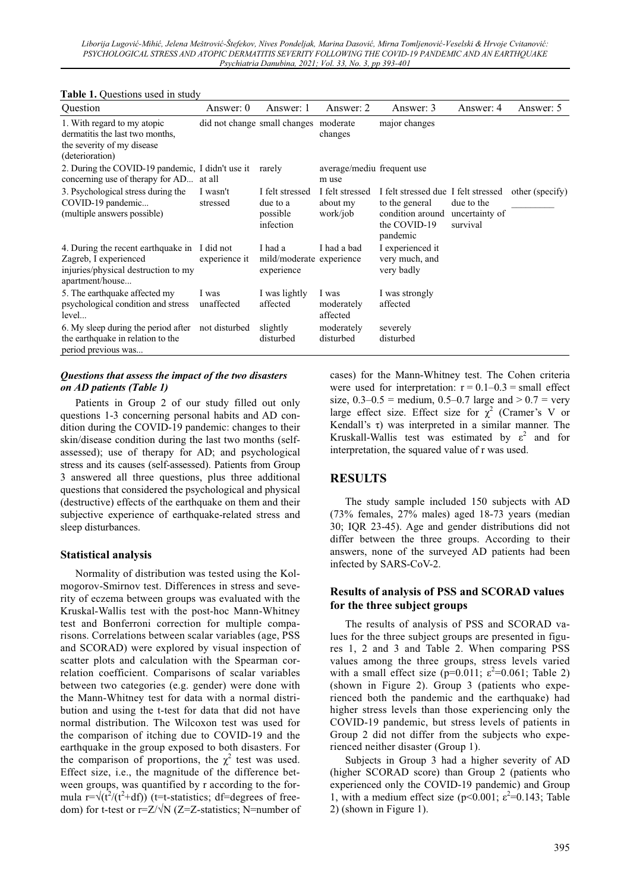**Table 1.** Questions used in study

| Question | Answer: 0 | Answer: 1 | Answer: 2 | Answer: 3 | Answer: 4 | Answer: 5 |
|---|---|---|---|---|---|---|
| 1. With regard to my atopic dermatitis the last two months, the severity of my disease (deterioration) | did not change | small changes | moderate changes | major changes | | |
| 2. During the COVID-19 pandemic, concerning use of therapy for AD... | I didn't use it at all | rarely | average/medium use | frequent use | | |
| 3. Psychological stress during the COVID-19 pandemic... (multiple answers possible) | I wasn't stressed | I felt stressed due to a possible infection | I felt stressed about my work/job | I felt stressed due to the general condition around the COVID-19 pandemic | I felt stressed due to the uncertainty of survival | other (specify) _________ |
| 4. During the recent earthquake in Zagreb, I experienced injuries/physical destruction to my apartment/house... | I did not experience it | I had a mild/moderate experience | I had a bad experience | I experienced it very much, and very badly | | |
| 5. The earthquake affected my psychological condition and stress level... | I was unaffected | I was lightly affected | I was moderately affected | I was strongly affected | | |
| 6. My sleep during the period after the earthquake in relation to the period previous was... | not disturbed | slightly disturbed | moderately disturbed | severely disturbed | | |

***Questions that assess the impact of the two disasters on AD patients (Table 1)***

Patients in Group 2 of our study filled out only questions 1-3 concerning personal habits and AD condition during the COVID-19 pandemic: changes to their skin/disease condition during the last two months (self-assessed); use of therapy for AD; and psychological stress and its causes (self-assessed). Patients from Group 3 answered all three questions, plus three additional questions that considered the psychological and physical (destructive) effects of the earthquake on them and their subjective experience of earthquake-related stress and sleep disturbances.

### Statistical analysis

Normality of distribution was tested using the Kolmogorov-Smirnov test. Differences in stress and severity of eczema between groups was evaluated with the Kruskal-Wallis test with the post-hoc Mann-Whitney test and Bonferroni correction for multiple comparisons. Correlations between scalar variables (age, PSS and SCORAD) were explored by visual inspection of scatter plots and calculation with the Spearman correlation coefficient. Comparisons of scalar variables between two categories (e.g. gender) were done with the Mann-Whitney test for data with a normal distribution and using the t-test for data that did not have normal distribution. The Wilcoxon test was used for the comparison of itching due to COVID-19 and the earthquake in the group exposed to both disasters. For the comparison of proportions, the $\chi^2$ test was used. Effect size, i.e., the magnitude of the difference between groups, was quantified by r according to the formula $r=\sqrt{t^2/(t^2+df)}$ (t=t-statistics; df=degrees of freedom) for t-test or $r=Z/\sqrt{N}$ (Z=Z-statistics; N=number of cases) for the Mann-Whitney test. The Cohen criteria were used for interpretation: r = 0.1–0.3 = small effect size, 0.3–0.5 = medium, 0.5–0.7 large and > 0.7 = very large effect size. Effect size for $\chi^2$ (Cramer's V or Kendall's $\tau$) was interpreted in a similar manner. The Kruskall-Wallis test was estimated by $\varepsilon^2$ and for interpretation, the squared value of r was used.

## RESULTS

The study sample included 150 subjects with AD (73% females, 27% males) aged 18-73 years (median 30; IQR 23-45). Age and gender distributions did not differ between the three groups. According to their answers, none of the surveyed AD patients had been infected by SARS-CoV-2.

### Results of analysis of PSS and SCORAD values for the three subject groups

The results of analysis of PSS and SCORAD values for the three subject groups are presented in figures 1, 2 and 3 and Table 2. When comparing PSS values among the three groups, stress levels varied with a small effect size (p=0.011; $\varepsilon^2$=0.061; Table 2) (shown in Figure 2). Group 3 (patients who experienced both the pandemic and the earthquake) had higher stress levels than those experiencing only the COVID-19 pandemic, but stress levels of patients in Group 2 did not differ from the subjects who experienced neither disaster (Group 1).

Subjects in Group 3 had a higher severity of AD (higher SCORAD score) than Group 2 (patients who experienced only the COVID-19 pandemic) and Group 1, with a medium effect size (p<0.001; $\varepsilon^2$=0.143; Table 2) (shown in Figure 1).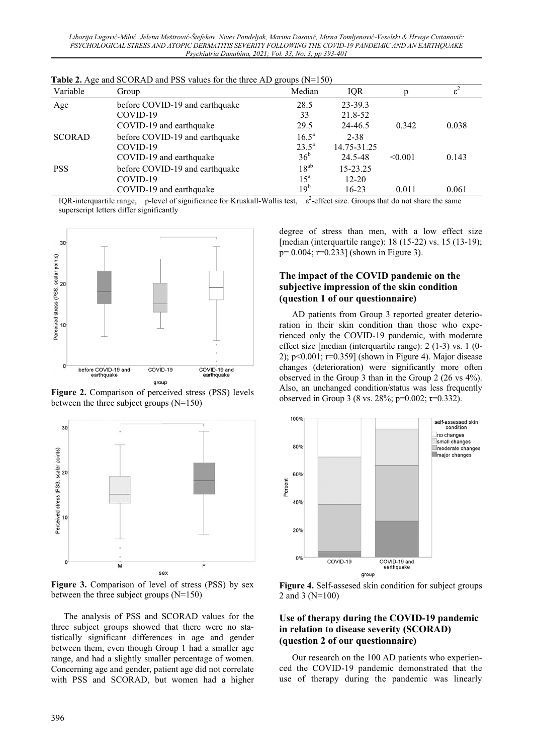**Table 2.** Age and SCORAD and PSS values for the three AD groups (N=150)

| Variable | Group | Median | IQR | p | $\varepsilon^2$ |
|---|---|---|---|---|---|
| Age | before COVID-19 and earthquake | 28.5 | 23-39.3 | | |
| | COVID-19 | 33 | 21.8-52 | | |
| | COVID-19 and earthquake | 29.5 | 24-46.5 | 0.342 | 0.038 |
| SCORAD | before COVID-19 and earthquake | $16.5^{a}$ | 2-38 | | |
| | COVID-19 | $23.5^{a}$ | 14.75-31.25 | | |
| | COVID-19 and earthquake | $36^{b}$ | 24.5-48 | <0.001 | 0.143 |
| PSS | before COVID-19 and earthquake | $18^{ab}$ | 15-23.25 | | |
| | COVID-19 | $15^{a}$ | 12-20 | | |
| | COVID-19 and earthquake | $19^{b}$ | 16-23 | 0.011 | 0.061 |

IQR-interquartile range, p-level of significance for Kruskall-Wallis test, $\varepsilon^2$-effect size. Groups that do not share the same superscript letters differ significantly

**Figure 2.** Comparison of perceived stress (PSS) levels between the three subject groups (N=150)

**Figure 3.** Comparison of level of stress (PSS) by sex between the three subject groups (N=150)

The analysis of PSS and SCORAD values for the three subject groups showed that there were no statistically significant differences in age and gender between them, even though Group 1 had a smaller age range, and had a slightly smaller percentage of women. Concerning age and gender, patient age did not correlate with PSS and SCORAD, but women had a higher degree of stress than men, with a low effect size [median (interquartile range): 18 (15-22) vs. 15 (13-19); p= 0.004; r=0.233] (shown in Figure 3).

### The impact of the COVID pandemic on the subjective impression of the skin condition (question 1 of our questionnaire)

AD patients from Group 3 reported greater deterioration in their skin condition than those who experienced only the COVID-19 pandemic, with moderate effect size [median (interquartile range): 2 (1-3) vs. 1 (0-2); p<0.001; r=0.359] (shown in Figure 4). Major disease changes (deterioration) were significantly more often observed in the Group 3 than in the Group 2 (26 vs 4%). Also, an unchanged condition/status was less frequently observed in Group 3 (8 vs. 28%; p=0.002; τ=0.332).

**Figure 4.** Self-assesed skin condition for subject groups 2 and 3 (N=100)

### Use of therapy during the COVID-19 pandemic in relation to disease severity (SCORAD) (question 2 of our questionnaire)

Our research on the 100 AD patients who experienced the COVID-19 pandemic demonstrated that the use of therapy during the pandemic was linearly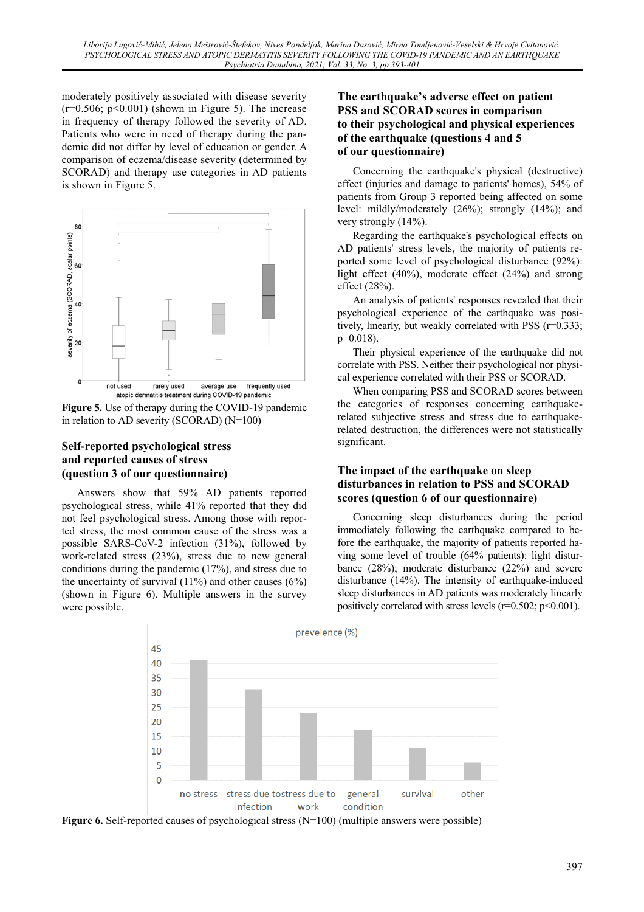moderately positively associated with disease severity ($r=0.506$; $p<0.001$) (shown in Figure 5). The increase in frequency of therapy followed the severity of AD. Patients who were in need of therapy during the pandemic did not differ by level of education or gender. A comparison of eczema/disease severity (determined by SCORAD) and therapy use categories in AD patients is shown in Figure 5.

**Figure 5.** Use of therapy during the COVID-19 pandemic in relation to AD severity (SCORAD) (N=100)

### Self-reported psychological stress and reported causes of stress (question 3 of our questionnaire)

Answers show that 59% AD patients reported psychological stress, while 41% reported that they did not feel psychological stress. Among those with reported stress, the most common cause of the stress was a possible SARS-CoV-2 infection (31%), followed by work-related stress (23%), stress due to new general conditions during the pandemic (17%), and stress due to the uncertainty of survival (11%) and other causes (6%) (shown in Figure 6). Multiple answers in the survey were possible.

### The earthquake's adverse effect on patient PSS and SCORAD scores in comparison to their psychological and physical experiences of the earthquake (questions 4 and 5 of our questionnaire)

Concerning the earthquake's physical (destructive) effect (injuries and damage to patients' homes), 54% of patients from Group 3 reported being affected on some level: mildly/moderately (26%); strongly (14%); and very strongly (14%).

Regarding the earthquake's psychological effects on AD patients' stress levels, the majority of patients reported some level of psychological disturbance (92%): light effect (40%), moderate effect (24%) and strong effect (28%).

An analysis of patients' responses revealed that their psychological experience of the earthquake was positively, linearly, but weakly correlated with PSS ($r=0.333$; $p=0.018$).

Their physical experience of the earthquake did not correlate with PSS. Neither their psychological nor physical experience correlated with their PSS or SCORAD.

When comparing PSS and SCORAD scores between the categories of responses concerning earthquake-related subjective stress and stress due to earthquake-related destruction, the differences were not statistically significant.

### The impact of the earthquake on sleep disturbances in relation to PSS and SCORAD scores (question 6 of our questionnaire)

Concerning sleep disturbances during the period immediately following the earthquake compared to before the earthquake, the majority of patients reported having some level of trouble (64% patients): light disturbance (28%); moderate disturbance (22%) and severe disturbance (14%). The intensity of earthquake-induced sleep disturbances in AD patients was moderately linearly positively correlated with stress levels ($r=0.502$; $p<0.001$).

**Figure 6.** Self-reported causes of psychological stress (N=100) (multiple answers were possible)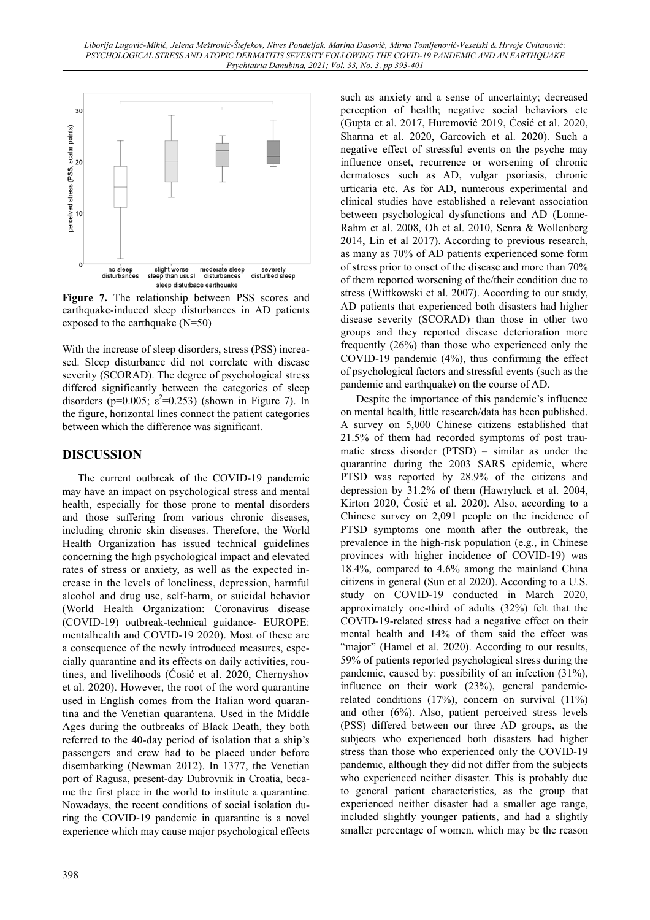**Figure 7.** The relationship between PSS scores and earthquake-induced sleep disturbances in AD patients exposed to the earthquake (N=50)

With the increase of sleep disorders, stress (PSS) increased. Sleep disturbance did not correlate with disease severity (SCORAD). The degree of psychological stress differed significantly between the categories of sleep disorders ($p=0.005$; $\varepsilon^2=0.253$) (shown in Figure 7). In the figure, horizontal lines connect the patient categories between which the difference was significant.

## DISCUSSION

The current outbreak of the COVID-19 pandemic may have an impact on psychological stress and mental health, especially for those prone to mental disorders and those suffering from various chronic diseases, including chronic skin diseases. Therefore, the World Health Organization has issued technical guidelines concerning the high psychological impact and elevated rates of stress or anxiety, as well as the expected increase in the levels of loneliness, depression, harmful alcohol and drug use, self-harm, or suicidal behavior (World Health Organization: Coronavirus disease (COVID-19) outbreak-technical guidance- EUROPE: mentalhealth and COVID-19 2020). Most of these are a consequence of the newly introduced measures, especially quarantine and its effects on daily activities, routines, and livelihoods (Ćosić et al. 2020, Chernyshov et al. 2020). However, the root of the word quarantine used in English comes from the Italian word quarantina and the Venetian quarantena. Used in the Middle Ages during the outbreaks of Black Death, they both referred to the 40-day period of isolation that a ship's passengers and crew had to be placed under before disembarking (Newman 2012). In 1377, the Venetian port of Ragusa, present-day Dubrovnik in Croatia, became the first place in the world to institute a quarantine. Nowadays, the recent conditions of social isolation during the COVID-19 pandemic in quarantine is a novel experience which may cause major psychological effects such as anxiety and a sense of uncertainty; decreased perception of health; negative social behaviors etc (Gupta et al. 2017, Huremović 2019, Ćosić et al. 2020, Sharma et al. 2020, Garcovich et al. 2020). Such a negative effect of stressful events on the psyche may influence onset, recurrence or worsening of chronic dermatoses such as AD, vulgar psoriasis, chronic urticaria etc. As for AD, numerous experimental and clinical studies have established a relevant association between psychological dysfunctions and AD (Lonne-Rahm et al. 2008, Oh et al. 2010, Senra & Wollenberg 2014, Lin et al 2017). According to previous research, as many as 70% of AD patients experienced some form of stress prior to onset of the disease and more than 70% of them reported worsening of the/their condition due to stress (Wittkowski et al. 2007). According to our study, AD patients that experienced both disasters had higher disease severity (SCORAD) than those in other two groups and they reported disease deterioration more frequently (26%) than those who experienced only the COVID-19 pandemic (4%), thus confirming the effect of psychological factors and stressful events (such as the pandemic and earthquake) on the course of AD.

Despite the importance of this pandemic's influence on mental health, little research/data has been published. A survey on 5,000 Chinese citizens established that 21.5% of them had recorded symptoms of post traumatic stress disorder (PTSD) – similar as under the quarantine during the 2003 SARS epidemic, where PTSD was reported by 28.9% of the citizens and depression by 31.2% of them (Hawryluck et al. 2004, Kirton 2020, Ćosić et al. 2020). Also, according to a Chinese survey on 2,091 people on the incidence of PTSD symptoms one month after the outbreak, the prevalence in the high-risk population (e.g., in Chinese provinces with higher incidence of COVID-19) was 18.4%, compared to 4.6% among the mainland China citizens in general (Sun et al 2020). According to a U.S. study on COVID-19 conducted in March 2020, approximately one-third of adults (32%) felt that the COVID-19-related stress had a negative effect on their mental health and 14% of them said the effect was "major" (Hamel et al. 2020). According to our results, 59% of patients reported psychological stress during the pandemic, caused by: possibility of an infection (31%), influence on their work (23%), general pandemic-related conditions (17%), concern on survival (11%) and other (6%). Also, patient perceived stress levels (PSS) differed between our three AD groups, as the subjects who experienced both disasters had higher stress than those who experienced only the COVID-19 pandemic, although they did not differ from the subjects who experienced neither disaster. This is probably due to general patient characteristics, as the group that experienced neither disaster had a smaller age range, included slightly younger patients, and had a slightly smaller percentage of women, which may be the reason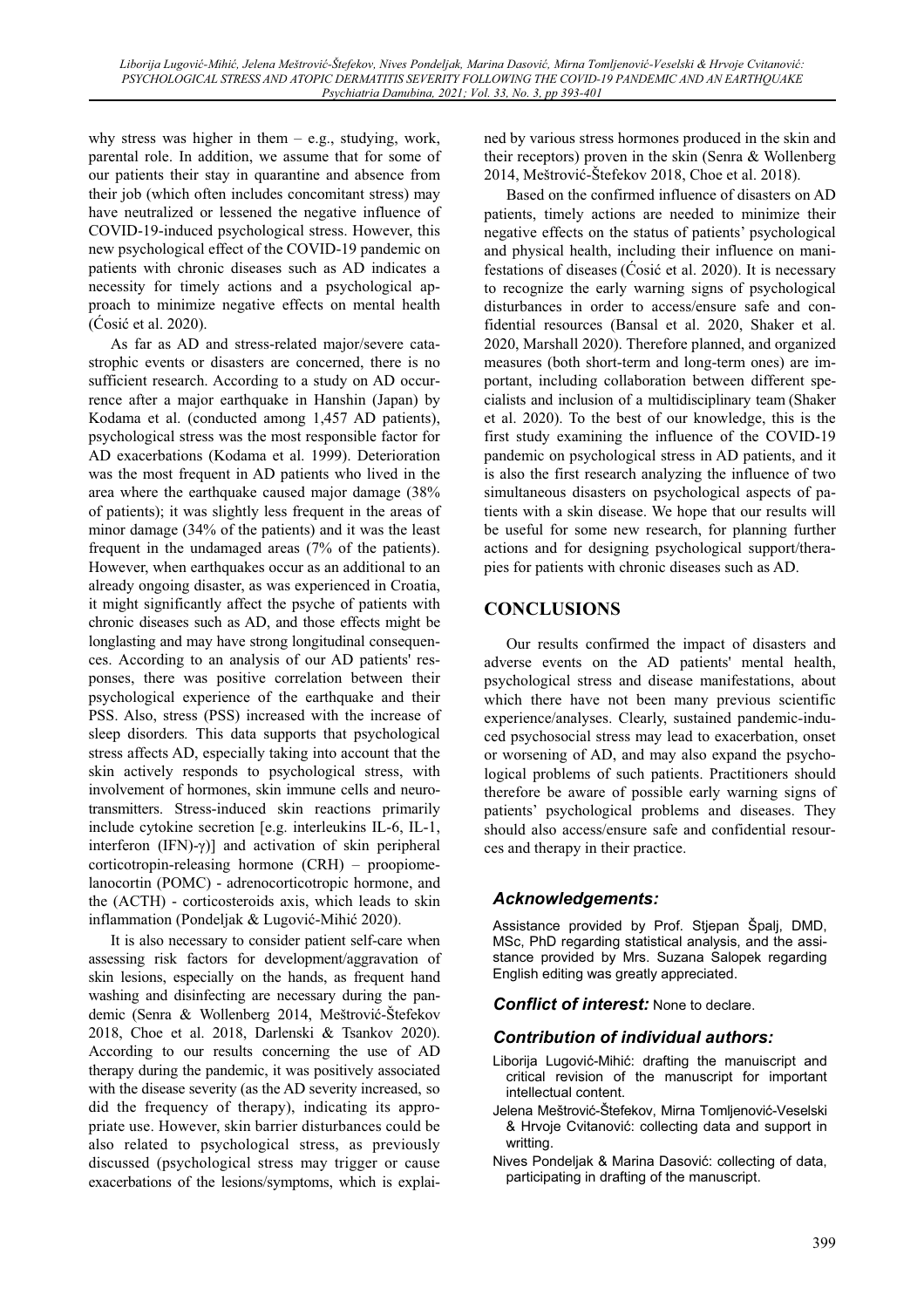why stress was higher in them – e.g., studying, work, parental role. In addition, we assume that for some of our patients their stay in quarantine and absence from their job (which often includes concomitant stress) may have neutralized or lessened the negative influence of COVID-19-induced psychological stress. However, this new psychological effect of the COVID-19 pandemic on patients with chronic diseases such as AD indicates a necessity for timely actions and a psychological approach to minimize negative effects on mental health (Ćosić et al. 2020).

As far as AD and stress-related major/severe catastrophic events or disasters are concerned, there is no sufficient research. According to a study on AD occurrence after a major earthquake in Hanshin (Japan) by Kodama et al. (conducted among 1,457 AD patients), psychological stress was the most responsible factor for AD exacerbations (Kodama et al. 1999). Deterioration was the most frequent in AD patients who lived in the area where the earthquake caused major damage (38% of patients); it was slightly less frequent in the areas of minor damage (34% of the patients) and it was the least frequent in the undamaged areas (7% of the patients). However, when earthquakes occur as an additional to an already ongoing disaster, as was experienced in Croatia, it might significantly affect the psyche of patients with chronic diseases such as AD, and those effects might be longlasting and may have strong longitudinal consequences. According to an analysis of our AD patients' responses, there was positive correlation between their psychological experience of the earthquake and their PSS. Also, stress (PSS) increased with the increase of sleep disorders. This data supports that psychological stress affects AD, especially taking into account that the skin actively responds to psychological stress, with involvement of hormones, skin immune cells and neurotransmitters. Stress-induced skin reactions primarily include cytokine secretion [e.g. interleukins IL-6, IL-1, interferon (IFN)-$\gamma$)] and activation of skin peripheral corticotropin-releasing hormone (CRH) – proopiomelanocortin (POMC) - adrenocorticotropic hormone, and the (ACTH) - corticosteroids axis, which leads to skin inflammation (Pondeljak & Lugović-Mihić 2020).

It is also necessary to consider patient self-care when assessing risk factors for development/aggravation of skin lesions, especially on the hands, as frequent hand washing and disinfecting are necessary during the pandemic (Senra & Wollenberg 2014, Meštrović-Štefekov 2018, Choe et al. 2018, Darlenski & Tsankov 2020). According to our results concerning the use of AD therapy during the pandemic, it was positively associated with the disease severity (as the AD severity increased, so did the frequency of therapy), indicating its appropriate use. However, skin barrier disturbances could be also related to psychological stress, as previously discussed (psychological stress may trigger or cause exacerbations of the lesions/symptoms, which is explained by various stress hormones produced in the skin and their receptors) proven in the skin (Senra & Wollenberg 2014, Meštrović-Štefekov 2018, Choe et al. 2018).

Based on the confirmed influence of disasters on AD patients, timely actions are needed to minimize their negative effects on the status of patients' psychological and physical health, including their influence on manifestations of diseases (Ćosić et al. 2020). It is necessary to recognize the early warning signs of psychological disturbances in order to access/ensure safe and confidential resources (Bansal et al. 2020, Shaker et al. 2020, Marshall 2020). Therefore planned, and organized measures (both short-term and long-term ones) are important, including collaboration between different specialists and inclusion of a multidisciplinary team (Shaker et al. 2020). To the best of our knowledge, this is the first study examining the influence of the COVID-19 pandemic on psychological stress in AD patients, and it is also the first research analyzing the influence of two simultaneous disasters on psychological aspects of patients with a skin disease. We hope that our results will be useful for some new research, for planning further actions and for designing psychological support/therapies for patients with chronic diseases such as AD.

## CONCLUSIONS

Our results confirmed the impact of disasters and adverse events on the AD patients' mental health, psychological stress and disease manifestations, about which there have not been many previous scientific experience/analyses. Clearly, sustained pandemic-induced psychosocial stress may lead to exacerbation, onset or worsening of AD, and may also expand the psychological problems of such patients. Practitioners should therefore be aware of possible early warning signs of patients' psychological problems and diseases. They should also access/ensure safe and confidential resources and therapy in their practice.

### *Acknowledgements:*

Assistance provided by Prof. Stjepan Špalj, DMD, MSc, PhD regarding statistical analysis, and the assistance provided by Mrs. Suzana Salopek regarding English editing was greatly appreciated.

***Conflict of interest:*** None to declare.

### *Contribution of individual authors:*

- Liborija Lugović-Mihić: drafting the manuiscript and critical revision of the manuscript for important intellectual content.
- Jelena Meštrović-Štefekov, Mirna Tomljenović-Veselski & Hrvoje Cvitanović: collecting data and support in writting.
- Nives Pondeljak & Marina Dasović: collecting of data, participating in drafting of the manuscript.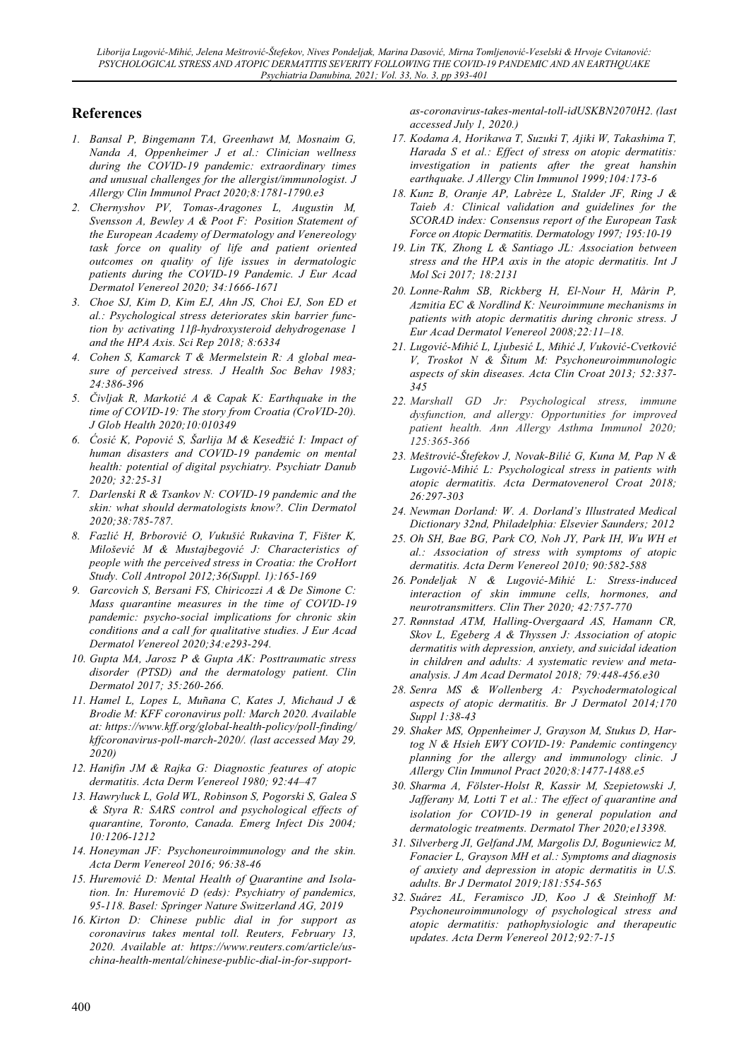## References

1. *Bansal P, Bingemann TA, Greenhawt M, Mosnaim G, Nanda A, Oppenheimer J et al.: Clinician wellness during the COVID-19 pandemic: extraordinary times and unusual challenges for the allergist/immunologist. J Allergy Clin Immunol Pract 2020;8:1781-1790.e3*
2. *Chernyshov PV, Tomas-Aragones L, Augustin M, Svensson A, Bewley A & Poot F: Position Statement of the European Academy of Dermatology and Venereology task force on quality of life and patient oriented outcomes on quality of life issues in dermatologic patients during the COVID-19 Pandemic. J Eur Acad Dermatol Venereol 2020; 34:1666-1671*
3. *Choe SJ, Kim D, Kim EJ, Ahn JS, Choi EJ, Son ED et al.: Psychological stress deteriorates skin barrier function by activating 11β-hydroxysteroid dehydrogenase 1 and the HPA Axis. Sci Rep 2018; 8:6334*
4. *Cohen S, Kamarck T & Mermelstein R: A global measure of perceived stress. J Health Soc Behav 1983; 24:386-396*
5. *Čivljak R, Markotić A & Capak K: Earthquake in the time of COVID-19: The story from Croatia (CroVID-20). J Glob Health 2020;10:010349*
6. *Ćosić K, Popović S, Šarlija M & Kesedžić I: Impact of human disasters and COVID-19 pandemic on mental health: potential of digital psychiatry. Psychiatr Danub 2020; 32:25-31*
7. *Darlenski R & Tsankov N: COVID-19 pandemic and the skin: what should dermatologists know?. Clin Dermatol 2020;38:785-787.*
8. *Fazlić H, Brborović O, Vukušić Rukavina T, Fišter K, Milošević M & Mustajbegović J: Characteristics of people with the perceived stress in Croatia: the CroHort Study. Coll Antropol 2012;36(Suppl. 1):165-169*
9. *Garcovich S, Bersani FS, Chiricozzi A & De Simone C: Mass quarantine measures in the time of COVID-19 pandemic: psycho-social implications for chronic skin conditions and a call for qualitative studies. J Eur Acad Dermatol Venereol 2020;34:e293-294.*
10. *Gupta MA, Jarosz P & Gupta AK: Posttraumatic stress disorder (PTSD) and the dermatology patient. Clin Dermatol 2017; 35:260-266.*
11. *Hamel L, Lopes L, Muñana C, Kates J, Michaud J & Brodie M: KFF coronavirus poll: March 2020. Available at: https://www.kff.org/global-health-policy/poll-finding/kffcoronavirus-poll-march-2020/. (last accessed May 29, 2020)*
12. *Hanifin JM & Rajka G: Diagnostic features of atopic dermatitis. Acta Derm Venereol 1980; 92:44–47*
13. *Hawryluck L, Gold WL, Robinson S, Pogorski S, Galea S & Styra R: SARS control and psychological effects of quarantine, Toronto, Canada. Emerg Infect Dis 2004; 10:1206-1212*
14. *Honeyman JF: Psychoneuroimmunology and the skin. Acta Derm Venereol 2016; 96:38-46*
15. *Huremović D: Mental Health of Quarantine and Isolation. In: Huremović D (eds): Psychiatry of pandemics, 95-118. Basel: Springer Nature Switzerland AG, 2019*
16. *Kirton D: Chinese public dial in for support as coronavirus takes mental toll. Reuters, February 13, 2020. Available at: https://www.reuters.com/article/us-china-health-mental/chinese-public-dial-in-for-support-as-coronavirus-takes-mental-toll-idUSKBN2070H2. (last accessed July 1, 2020.)*
17. *Kodama A, Horikawa T, Suzuki T, Ajiki W, Takashima T, Harada S et al.: Effect of stress on atopic dermatitis: investigation in patients after the great hanshin earthquake. J Allergy Clin Immunol 1999;104:173-6*
18. *Kunz B, Oranje AP, Labrèze L, Stalder JF, Ring J & Taieb A: Clinical validation and guidelines for the SCORAD index: Consensus report of the European Task Force on Atopic Dermatitis. Dermatology 1997; 195:10-19*
19. *Lin TK, Zhong L & Santiago JL: Association between stress and the HPA axis in the atopic dermatitis. Int J Mol Sci 2017; 18:2131*
20. *Lonne-Rahm SB, Rickberg H, El-Nour H, Mårin P, Azmitia EC & Nordlind K: Neuroimmune mechanisms in patients with atopic dermatitis during chronic stress. J Eur Acad Dermatol Venereol 2008;22:11–18.*
21. *Lugović-Mihić L, Ljubesić L, Mihić J, Vuković-Cvetković V, Troskot N & Šitum M: Psychoneuroimmunologic aspects of skin diseases. Acta Clin Croat 2013; 52:337-345*
22. *Marshall GD Jr: Psychological stress, immune dysfunction, and allergy: Opportunities for improved patient health. Ann Allergy Asthma Immunol 2020; 125:365-366*
23. *Meštrović-Štefekov J, Novak-Bilić G, Kuna M, Pap N & Lugović-Mihić L: Psychological stress in patients with atopic dermatitis. Acta Dermatovenerol Croat 2018; 26:297-303*
24. *Newman Dorland: W. A. Dorland's Illustrated Medical Dictionary 32nd, Philadelphia: Elsevier Saunders; 2012*
25. *Oh SH, Bae BG, Park CO, Noh JY, Park IH, Wu WH et al.: Association of stress with symptoms of atopic dermatitis. Acta Derm Venereol 2010; 90:582-588*
26. *Pondeljak N & Lugović-Mihić L: Stress-induced interaction of skin immune cells, hormones, and neurotransmitters. Clin Ther 2020; 42:757-770*
27. *Rønnstad ATM, Halling-Overgaard AS, Hamann CR, Skov L, Egeberg A & Thyssen J: Association of atopic dermatitis with depression, anxiety, and suicidal ideation in children and adults: A systematic review and meta-analysis. J Am Acad Dermatol 2018; 79:448-456.e30*
28. *Senra MS & Wollenberg A: Psychodermatological aspects of atopic dermatitis. Br J Dermatol 2014;170 Suppl 1:38-43*
29. *Shaker MS, Oppenheimer J, Grayson M, Stukus D, Hartog N & Hsieh EWY COVID-19: Pandemic contingency planning for the allergy and immunology clinic. J Allergy Clin Immunol Pract 2020;8:1477-1488.e5*
30. *Sharma A, Fölster-Holst R, Kassir M, Szepietowski J, Jafferany M, Lotti T et al.: The effect of quarantine and isolation for COVID-19 in general population and dermatologic treatments. Dermatol Ther 2020;e13398.*
31. *Silverberg JI, Gelfand JM, Margolis DJ, Boguniewicz M, Fonacier L, Grayson MH et al.: Symptoms and diagnosis of anxiety and depression in atopic dermatitis in U.S. adults. Br J Dermatol 2019;181:554-565*
32. *Suárez AL, Feramisco JD, Koo J & Steinhoff M: Psychoneuroimmunology of psychological stress and atopic dermatitis: pathophysiologic and therapeutic updates. Acta Derm Venereol 2012;92:7-15*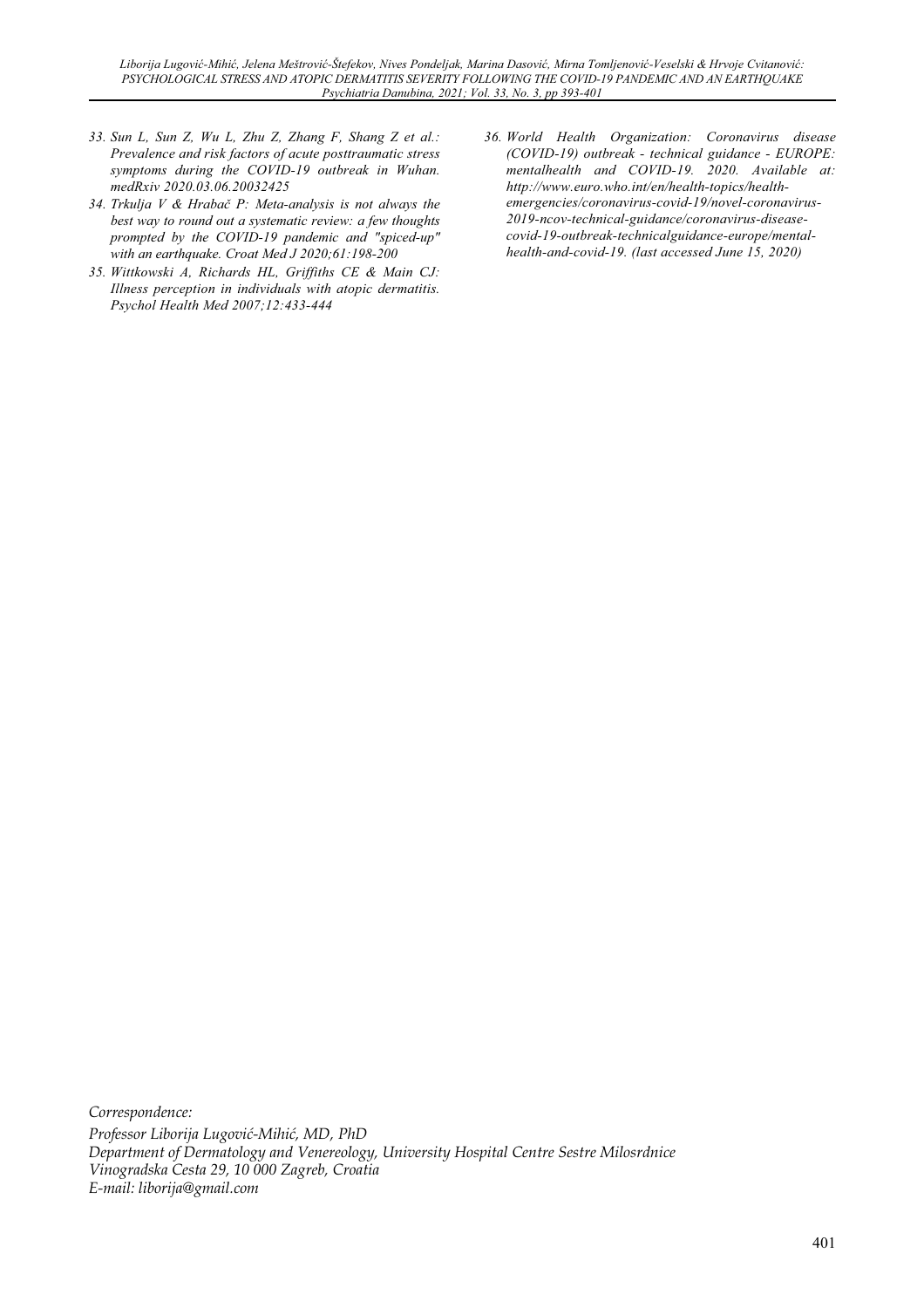33. *Sun L, Sun Z, Wu L, Zhu Z, Zhang F, Shang Z et al.: Prevalence and risk factors of acute posttraumatic stress symptoms during the COVID-19 outbreak in Wuhan. medRxiv 2020.03.06.20032425*
34. *Trkulja V & Hrabač P: Meta-analysis is not always the best way to round out a systematic review: a few thoughts prompted by the COVID-19 pandemic and "spiced-up" with an earthquake. Croat Med J 2020;61:198-200*
35. *Wittkowski A, Richards HL, Griffiths CE & Main CJ: Illness perception in individuals with atopic dermatitis. Psychol Health Med 2007;12:433-444*
36. *World Health Organization: Coronavirus disease (COVID-19) outbreak - technical guidance - EUROPE: mentalhealth and COVID-19. 2020. Available at: http://www.euro.who.int/en/health-topics/health-emergencies/coronavirus-covid-19/novel-coronavirus-2019-ncov-technical-guidance/coronavirus-disease-covid-19-outbreak-technicalguidance-europe/mental-health-and-covid-19. (last accessed June 15, 2020)*

*Correspondence:*
*Professor Liborija Lugović-Mihić, MD, PhD*
*Department of Dermatology and Venereology, University Hospital Centre Sestre Milosrdnice*
*Vinogradska Cesta 29, 10 000 Zagreb, Croatia*
*E-mail: liborija@gmail.com*